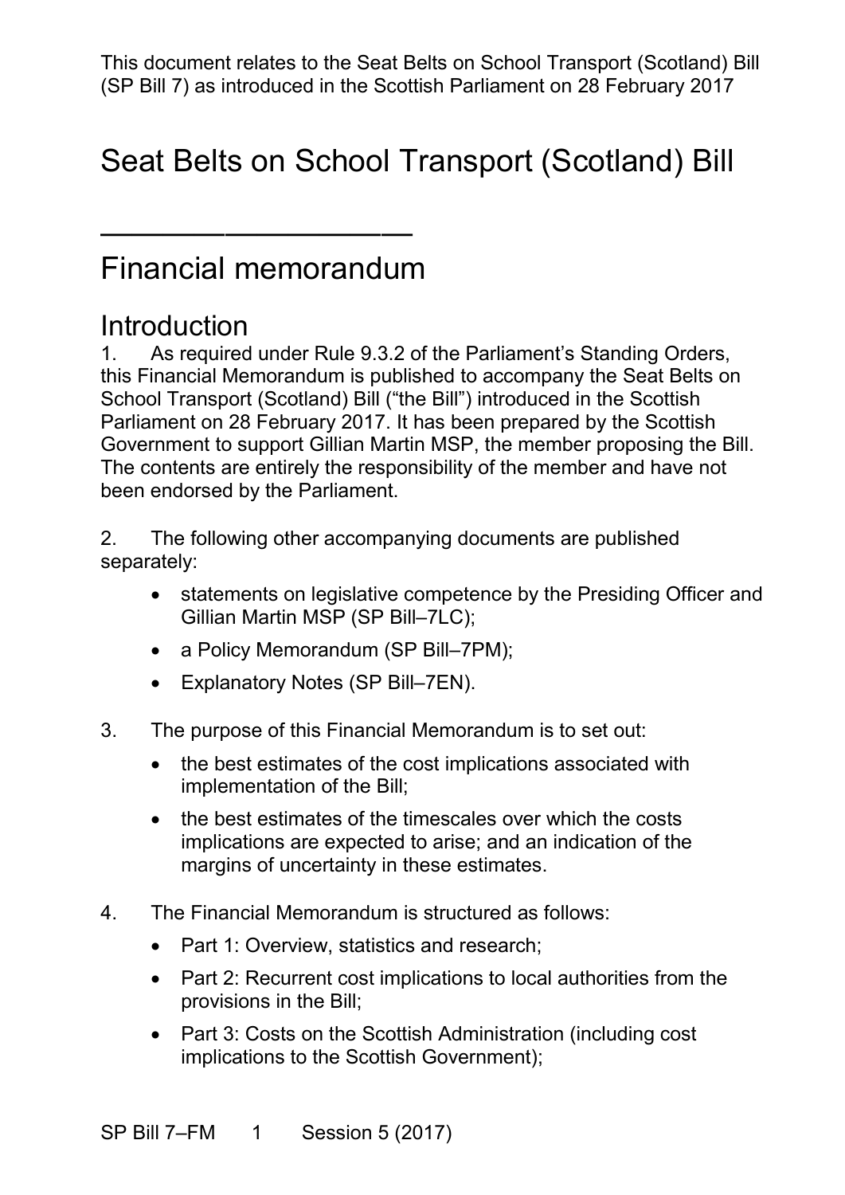This document relates to the Seat Belts on School Transport (Scotland) Bill (SP Bill 7) as introduced in the Scottish Parliament on 28 February 2017

# Seat Belts on School Transport (Scotland) Bill

---

## Financial memorandum

### Introduction

1. As required under Rule 9.3.2 of the Parliament's Standing Orders, this Financial Memorandum is published to accompany the Seat Belts on School Transport (Scotland) Bill ("the Bill") introduced in the Scottish Parliament on 28 February 2017. It has been prepared by the Scottish Government to support Gillian Martin MSP, the member proposing the Bill. The contents are entirely the responsibility of the member and have not been endorsed by the Parliament.

2. The following other accompanying documents are published separately:

- statements on legislative competence by the Presiding Officer and Gillian Martin MSP (SP Bill–7LC);
- a Policy Memorandum (SP Bill–7PM);
- Explanatory Notes (SP Bill–7EN).

3. The purpose of this Financial Memorandum is to set out:

- the best estimates of the cost implications associated with implementation of the Bill;
- the best estimates of the timescales over which the costs implications are expected to arise; and an indication of the margins of uncertainty in these estimates.

4. The Financial Memorandum is structured as follows:

- Part 1: Overview, statistics and research;
- Part 2: Recurrent cost implications to local authorities from the provisions in the Bill;
- Part 3: Costs on the Scottish Administration (including cost implications to the Scottish Government);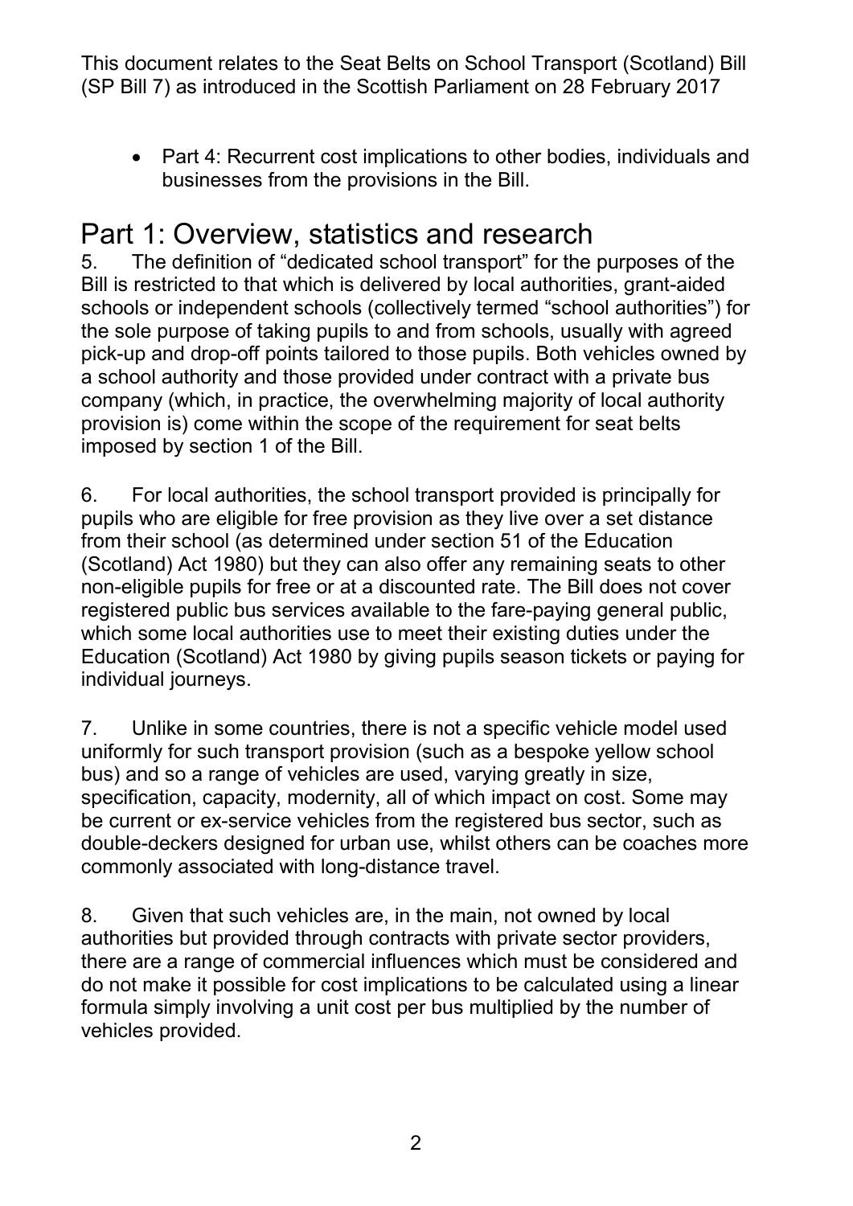- Part 4: Recurrent cost implications to other bodies, individuals and businesses from the provisions in the Bill.

# Part 1: Overview, statistics and research

5. The definition of "dedicated school transport" for the purposes of the Bill is restricted to that which is delivered by local authorities, grant-aided schools or independent schools (collectively termed "school authorities") for the sole purpose of taking pupils to and from schools, usually with agreed pick-up and drop-off points tailored to those pupils. Both vehicles owned by a school authority and those provided under contract with a private bus company (which, in practice, the overwhelming majority of local authority provision is) come within the scope of the requirement for seat belts imposed by section 1 of the Bill.

6. For local authorities, the school transport provided is principally for pupils who are eligible for free provision as they live over a set distance from their school (as determined under section 51 of the Education (Scotland) Act 1980) but they can also offer any remaining seats to other non-eligible pupils for free or at a discounted rate. The Bill does not cover registered public bus services available to the fare-paying general public, which some local authorities use to meet their existing duties under the Education (Scotland) Act 1980 by giving pupils season tickets or paying for individual journeys.

7. Unlike in some countries, there is not a specific vehicle model used uniformly for such transport provision (such as a bespoke yellow school bus) and so a range of vehicles are used, varying greatly in size, specification, capacity, modernity, all of which impact on cost. Some may be current or ex-service vehicles from the registered bus sector, such as double-deckers designed for urban use, whilst others can be coaches more commonly associated with long-distance travel.

8. Given that such vehicles are, in the main, not owned by local authorities but provided through contracts with private sector providers, there are a range of commercial influences which must be considered and do not make it possible for cost implications to be calculated using a linear formula simply involving a unit cost per bus multiplied by the number of vehicles provided.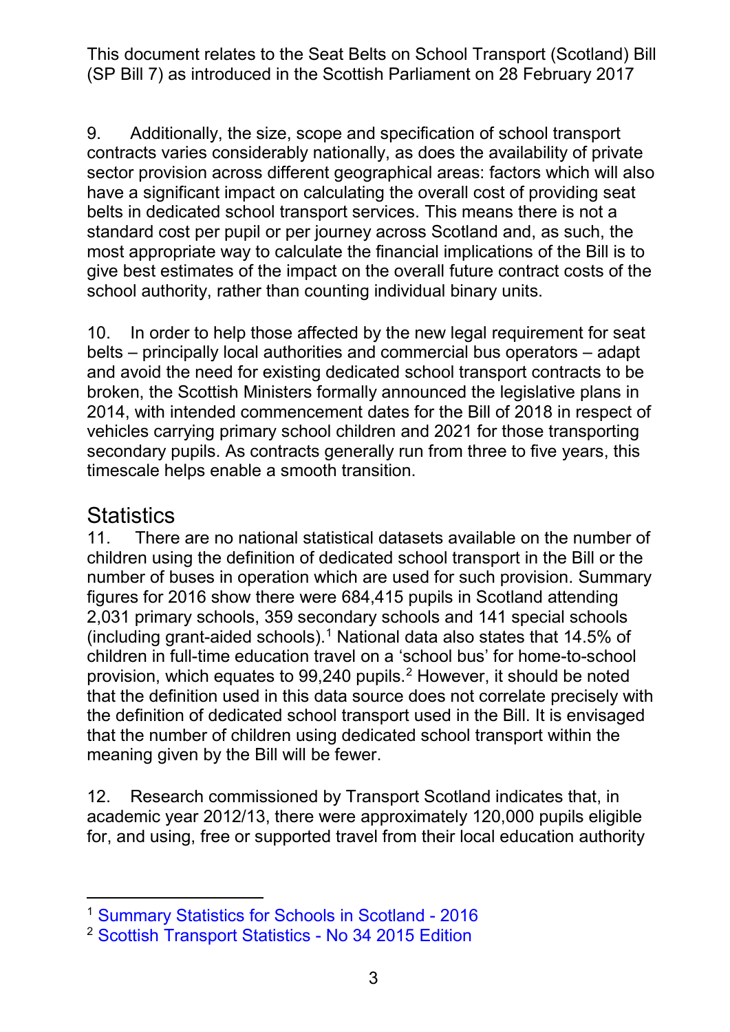9. Additionally, the size, scope and specification of school transport contracts varies considerably nationally, as does the availability of private sector provision across different geographical areas: factors which will also have a significant impact on calculating the overall cost of providing seat belts in dedicated school transport services. This means there is not a standard cost per pupil or per journey across Scotland and, as such, the most appropriate way to calculate the financial implications of the Bill is to give best estimates of the impact on the overall future contract costs of the school authority, rather than counting individual binary units.

10. In order to help those affected by the new legal requirement for seat belts – principally local authorities and commercial bus operators – adapt and avoid the need for existing dedicated school transport contracts to be broken, the Scottish Ministers formally announced the legislative plans in 2014, with intended commencement dates for the Bill of 2018 in respect of vehicles carrying primary school children and 2021 for those transporting secondary pupils. As contracts generally run from three to five years, this timescale helps enable a smooth transition.

## Statistics

11. There are no national statistical datasets available on the number of children using the definition of dedicated school transport in the Bill or the number of buses in operation which are used for such provision. Summary figures for 2016 show there were 684,415 pupils in Scotland attending 2,031 primary schools, 359 secondary schools and 141 special schools (including grant-aided schools).[1] National data also states that 14.5% of children in full-time education travel on a 'school bus' for home-to-school provision, which equates to 99,240 pupils.[2] However, it should be noted that the definition used in this data source does not correlate precisely with the definition of dedicated school transport used in the Bill. It is envisaged that the number of children using dedicated school transport within the meaning given by the Bill will be fewer.

12. Research commissioned by Transport Scotland indicates that, in academic year 2012/13, there were approximately 120,000 pupils eligible for, and using, free or supported travel from their local education authority

---

[1] Summary Statistics for Schools in Scotland - 2016

[2] Scottish Transport Statistics - No 34 2015 Edition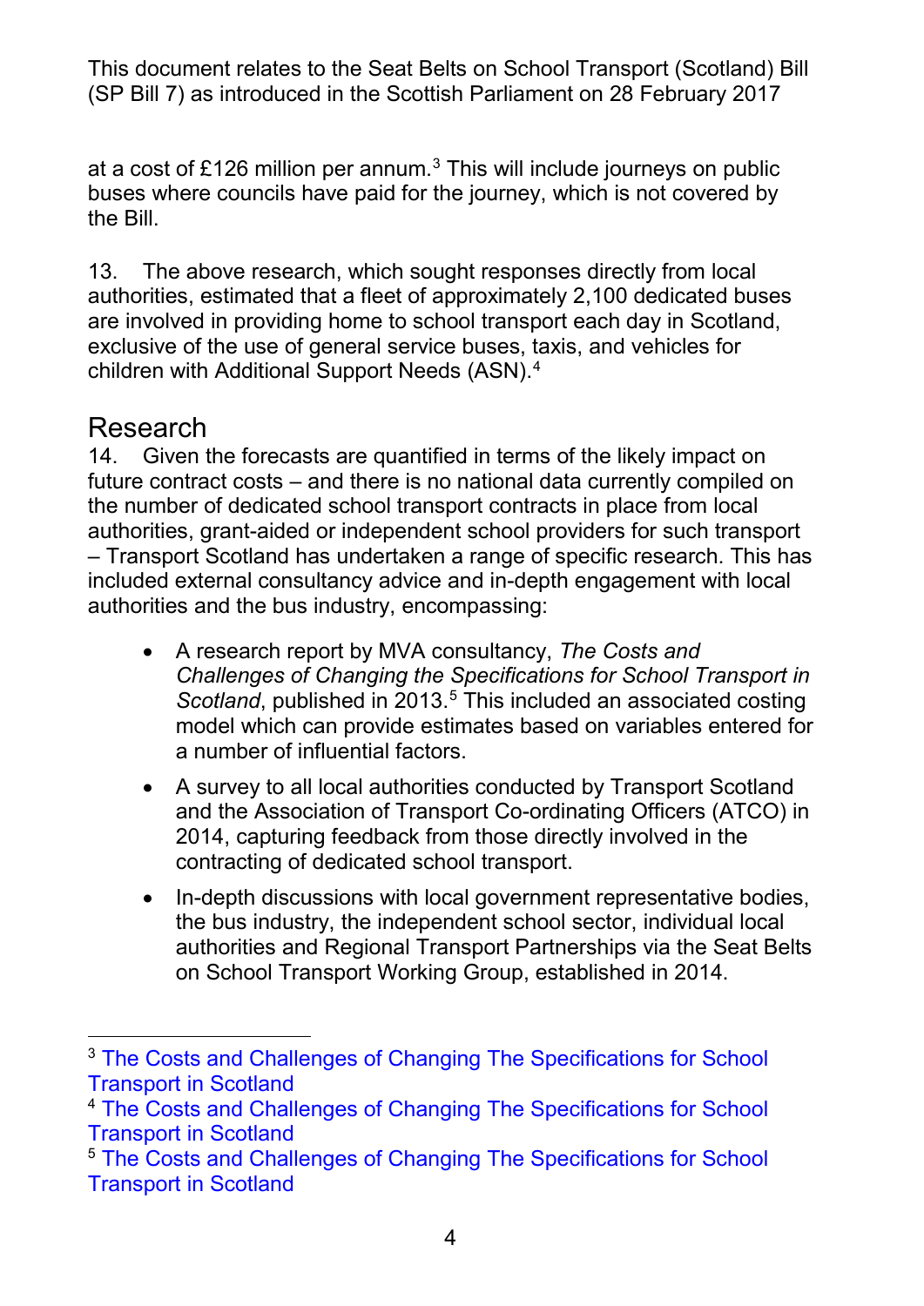at a cost of £126 million per annum.[3] This will include journeys on public buses where councils have paid for the journey, which is not covered by the Bill.

13. The above research, which sought responses directly from local authorities, estimated that a fleet of approximately 2,100 dedicated buses are involved in providing home to school transport each day in Scotland, exclusive of the use of general service buses, taxis, and vehicles for children with Additional Support Needs (ASN).[4]

## Research

14. Given the forecasts are quantified in terms of the likely impact on future contract costs – and there is no national data currently compiled on the number of dedicated school transport contracts in place from local authorities, grant-aided or independent school providers for such transport – Transport Scotland has undertaken a range of specific research. This has included external consultancy advice and in-depth engagement with local authorities and the bus industry, encompassing:

- A research report by MVA consultancy, *The Costs and Challenges of Changing the Specifications for School Transport in Scotland*, published in 2013.[5] This included an associated costing model which can provide estimates based on variables entered for a number of influential factors.
- A survey to all local authorities conducted by Transport Scotland and the Association of Transport Co-ordinating Officers (ATCO) in 2014, capturing feedback from those directly involved in the contracting of dedicated school transport.
- In-depth discussions with local government representative bodies, the bus industry, the independent school sector, individual local authorities and Regional Transport Partnerships via the Seat Belts on School Transport Working Group, established in 2014.

---

[3] The Costs and Challenges of Changing The Specifications for School Transport in Scotland

[4] The Costs and Challenges of Changing The Specifications for School Transport in Scotland

[5] The Costs and Challenges of Changing The Specifications for School Transport in Scotland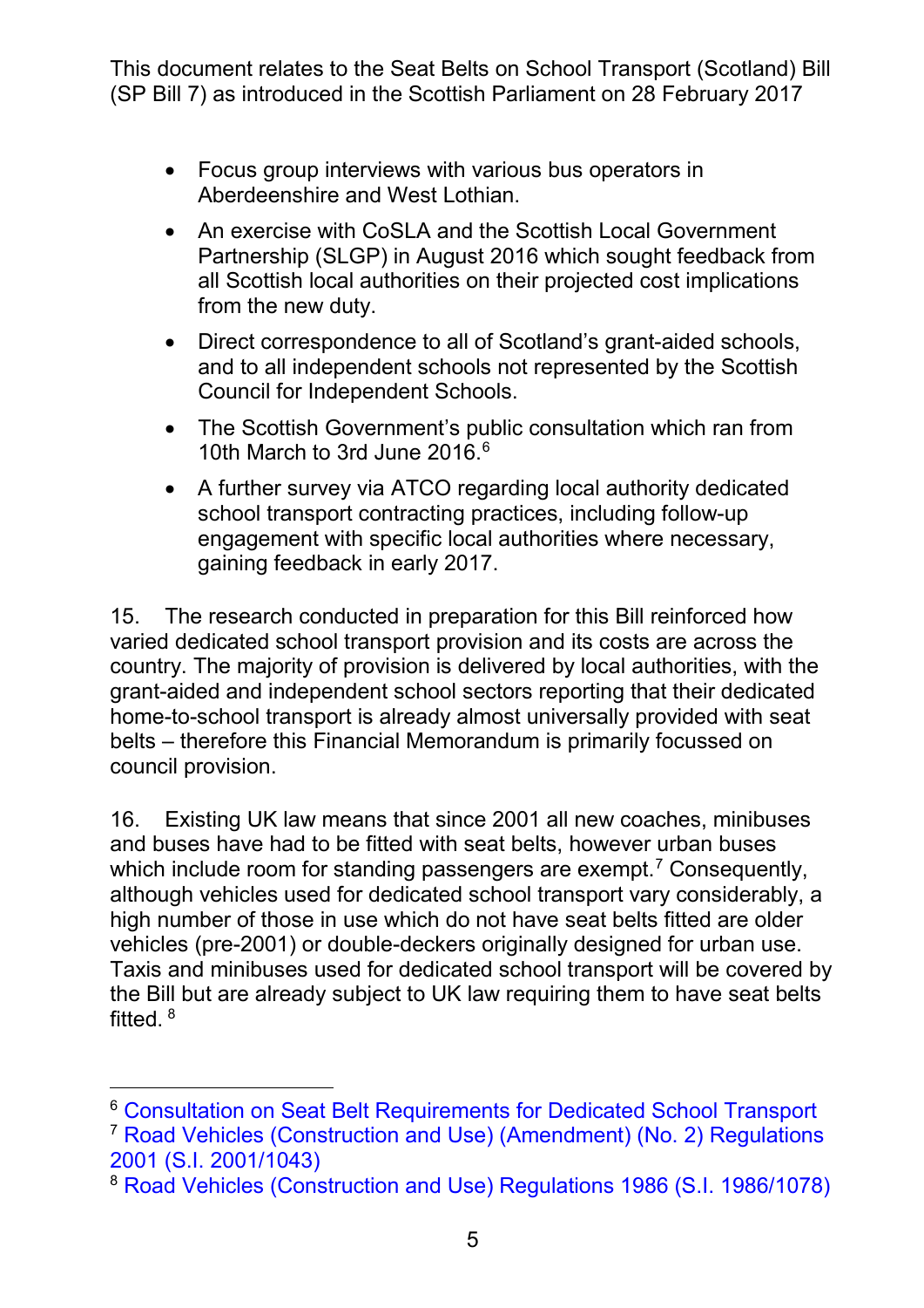- Focus group interviews with various bus operators in Aberdeenshire and West Lothian.
- An exercise with CoSLA and the Scottish Local Government Partnership (SLGP) in August 2016 which sought feedback from all Scottish local authorities on their projected cost implications from the new duty.
- Direct correspondence to all of Scotland's grant-aided schools, and to all independent schools not represented by the Scottish Council for Independent Schools.
- The Scottish Government's public consultation which ran from 10th March to 3rd June 2016.[6]
- A further survey via ATCO regarding local authority dedicated school transport contracting practices, including follow-up engagement with specific local authorities where necessary, gaining feedback in early 2017.

15. The research conducted in preparation for this Bill reinforced how varied dedicated school transport provision and its costs are across the country. The majority of provision is delivered by local authorities, with the grant-aided and independent school sectors reporting that their dedicated home-to-school transport is already almost universally provided with seat belts – therefore this Financial Memorandum is primarily focussed on council provision.

16. Existing UK law means that since 2001 all new coaches, minibuses and buses have had to be fitted with seat belts, however urban buses which include room for standing passengers are exempt.[7] Consequently, although vehicles used for dedicated school transport vary considerably, a high number of those in use which do not have seat belts fitted are older vehicles (pre-2001) or double-deckers originally designed for urban use. Taxis and minibuses used for dedicated school transport will be covered by the Bill but are already subject to UK law requiring them to have seat belts fitted. [8]

---

[6] Consultation on Seat Belt Requirements for Dedicated School Transport

[7] Road Vehicles (Construction and Use) (Amendment) (No. 2) Regulations 2001 (S.I. 2001/1043)

[8] Road Vehicles (Construction and Use) Regulations 1986 (S.I. 1986/1078)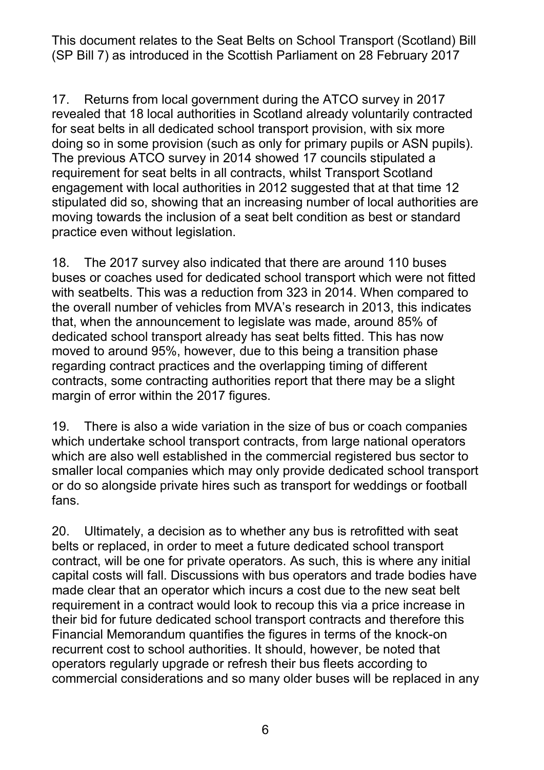17. Returns from local government during the ATCO survey in 2017 revealed that 18 local authorities in Scotland already voluntarily contracted for seat belts in all dedicated school transport provision, with six more doing so in some provision (such as only for primary pupils or ASN pupils). The previous ATCO survey in 2014 showed 17 councils stipulated a requirement for seat belts in all contracts, whilst Transport Scotland engagement with local authorities in 2012 suggested that at that time 12 stipulated did so, showing that an increasing number of local authorities are moving towards the inclusion of a seat belt condition as best or standard practice even without legislation.

18. The 2017 survey also indicated that there are around 110 buses buses or coaches used for dedicated school transport which were not fitted with seatbelts. This was a reduction from 323 in 2014. When compared to the overall number of vehicles from MVA's research in 2013, this indicates that, when the announcement to legislate was made, around 85% of dedicated school transport already has seat belts fitted. This has now moved to around 95%, however, due to this being a transition phase regarding contract practices and the overlapping timing of different contracts, some contracting authorities report that there may be a slight margin of error within the 2017 figures.

19. There is also a wide variation in the size of bus or coach companies which undertake school transport contracts, from large national operators which are also well established in the commercial registered bus sector to smaller local companies which may only provide dedicated school transport or do so alongside private hires such as transport for weddings or football fans.

20. Ultimately, a decision as to whether any bus is retrofitted with seat belts or replaced, in order to meet a future dedicated school transport contract, will be one for private operators. As such, this is where any initial capital costs will fall. Discussions with bus operators and trade bodies have made clear that an operator which incurs a cost due to the new seat belt requirement in a contract would look to recoup this via a price increase in their bid for future dedicated school transport contracts and therefore this Financial Memorandum quantifies the figures in terms of the knock-on recurrent cost to school authorities. It should, however, be noted that operators regularly upgrade or refresh their bus fleets according to commercial considerations and so many older buses will be replaced in any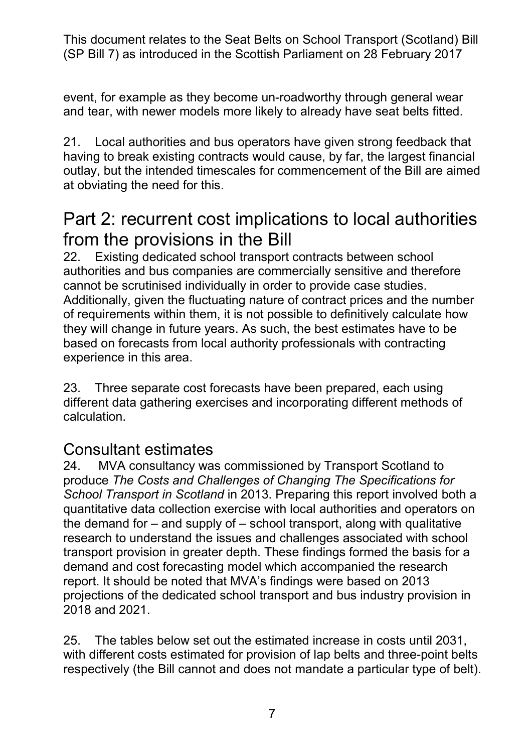event, for example as they become un-roadworthy through general wear and tear, with newer models more likely to already have seat belts fitted.

21. Local authorities and bus operators have given strong feedback that having to break existing contracts would cause, by far, the largest financial outlay, but the intended timescales for commencement of the Bill are aimed at obviating the need for this.

# Part 2: recurrent cost implications to local authorities from the provisions in the Bill

22. Existing dedicated school transport contracts between school authorities and bus companies are commercially sensitive and therefore cannot be scrutinised individually in order to provide case studies. Additionally, given the fluctuating nature of contract prices and the number of requirements within them, it is not possible to definitively calculate how they will change in future years. As such, the best estimates have to be based on forecasts from local authority professionals with contracting experience in this area.

23. Three separate cost forecasts have been prepared, each using different data gathering exercises and incorporating different methods of calculation.

## Consultant estimates

24. MVA consultancy was commissioned by Transport Scotland to produce *The Costs and Challenges of Changing The Specifications for School Transport in Scotland* in 2013. Preparing this report involved both a quantitative data collection exercise with local authorities and operators on the demand for – and supply of – school transport, along with qualitative research to understand the issues and challenges associated with school transport provision in greater depth. These findings formed the basis for a demand and cost forecasting model which accompanied the research report. It should be noted that MVA's findings were based on 2013 projections of the dedicated school transport and bus industry provision in 2018 and 2021.

25. The tables below set out the estimated increase in costs until 2031, with different costs estimated for provision of lap belts and three-point belts respectively (the Bill cannot and does not mandate a particular type of belt).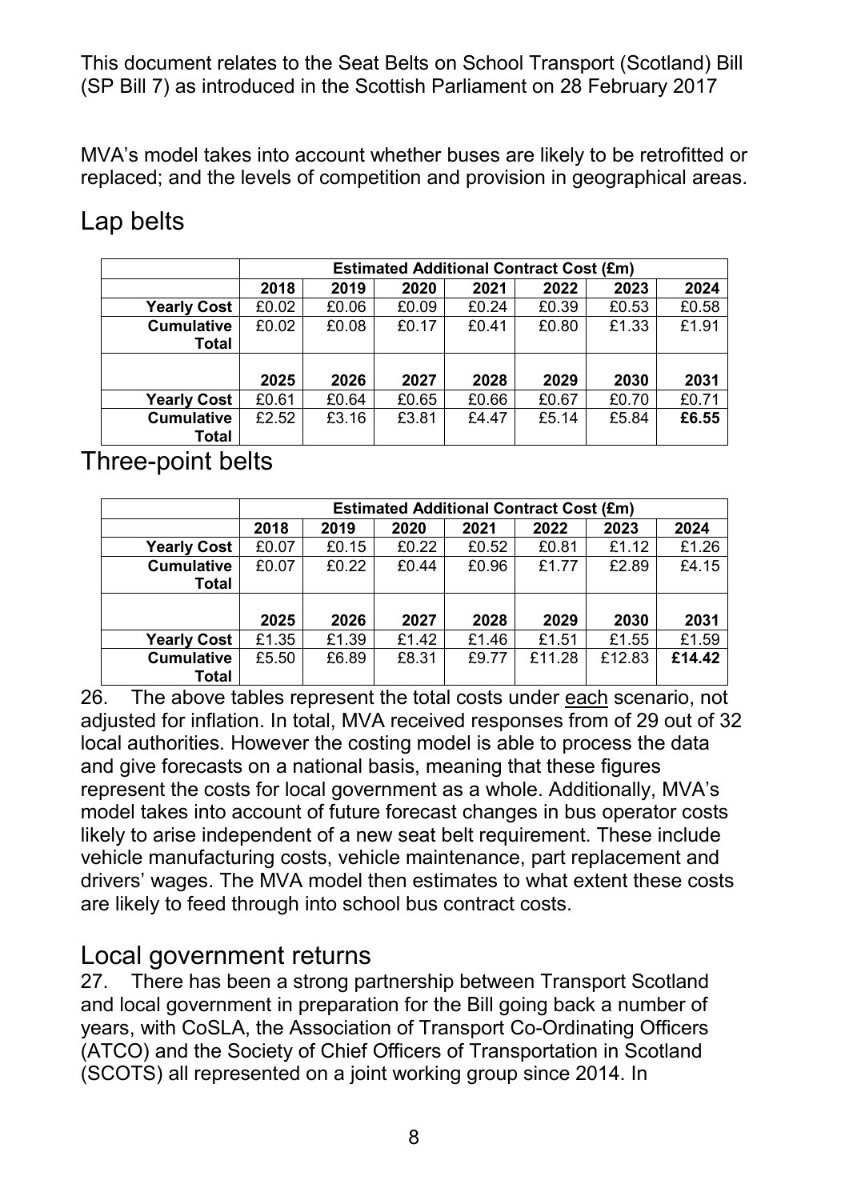This document relates to the Seat Belts on School Transport (Scotland) Bill (SP Bill 7) as introduced in the Scottish Parliament on 28 February 2017

MVA's model takes into account whether buses are likely to be retrofitted or replaced; and the levels of competition and provision in geographical areas.

## Lap belts

| | Estimated Additional Contract Cost (£m) | | | | | | |
|---|---|---|---|---|---|---|---|
| | **2018** | **2019** | **2020** | **2021** | **2022** | **2023** | **2024** |
| **Yearly Cost** | £0.02 | £0.06 | £0.09 | £0.24 | £0.39 | £0.53 | £0.58 |
| **Cumulative Total** | £0.02 | £0.08 | £0.17 | £0.41 | £0.80 | £1.33 | £1.91 |
| | **2025** | **2026** | **2027** | **2028** | **2029** | **2030** | **2031** |
| **Yearly Cost** | £0.61 | £0.64 | £0.65 | £0.66 | £0.67 | £0.70 | £0.71 |
| **Cumulative Total** | £2.52 | £3.16 | £3.81 | £4.47 | £5.14 | £5.84 | **£6.55** |

## Three-point belts

| | Estimated Additional Contract Cost (£m) | | | | | | |
|---|---|---|---|---|---|---|---|
| | **2018** | **2019** | **2020** | **2021** | **2022** | **2023** | **2024** |
| **Yearly Cost** | £0.07 | £0.15 | £0.22 | £0.52 | £0.81 | £1.12 | £1.26 |
| **Cumulative Total** | £0.07 | £0.22 | £0.44 | £0.96 | £1.77 | £2.89 | £4.15 |
| | **2025** | **2026** | **2027** | **2028** | **2029** | **2030** | **2031** |
| **Yearly Cost** | £1.35 | £1.39 | £1.42 | £1.46 | £1.51 | £1.55 | £1.59 |
| **Cumulative Total** | £5.50 | £6.89 | £8.31 | £9.77 | £11.28 | £12.83 | **£14.42** |

26. The above tables represent the total costs under <u>each</u> scenario, not adjusted for inflation. In total, MVA received responses from of 29 out of 32 local authorities. However the costing model is able to process the data and give forecasts on a national basis, meaning that these figures represent the costs for local government as a whole. Additionally, MVA's model takes into account of future forecast changes in bus operator costs likely to arise independent of a new seat belt requirement. These include vehicle manufacturing costs, vehicle maintenance, part replacement and drivers' wages. The MVA model then estimates to what extent these costs are likely to feed through into school bus contract costs.

## Local government returns

27. There has been a strong partnership between Transport Scotland and local government in preparation for the Bill going back a number of years, with CoSLA, the Association of Transport Co-Ordinating Officers (ATCO) and the Society of Chief Officers of Transportation in Scotland (SCOTS) all represented on a joint working group since 2014. In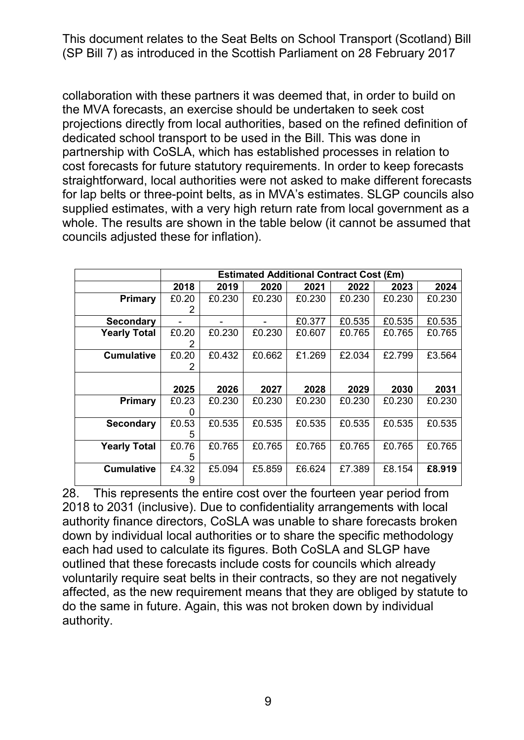collaboration with these partners it was deemed that, in order to build on the MVA forecasts, an exercise should be undertaken to seek cost projections directly from local authorities, based on the refined definition of dedicated school transport to be used in the Bill. This was done in partnership with CoSLA, which has established processes in relation to cost forecasts for future statutory requirements. In order to keep forecasts straightforward, local authorities were not asked to make different forecasts for lap belts or three-point belts, as in MVA's estimates. SLGP councils also supplied estimates, with a very high return rate from local government as a whole. The results are shown in the table below (it cannot be assumed that councils adjusted these for inflation).

| | Estimated Additional Contract Cost (£m) | | | | | | |
|---|---|---|---|---|---|---|---|
| | **2018** | **2019** | **2020** | **2021** | **2022** | **2023** | **2024** |
| **Primary** | £0.202 | £0.230 | £0.230 | £0.230 | £0.230 | £0.230 | £0.230 |
| **Secondary** | - | - | - | £0.377 | £0.535 | £0.535 | £0.535 |
| **Yearly Total** | £0.202 | £0.230 | £0.230 | £0.607 | £0.765 | £0.765 | £0.765 |
| **Cumulative** | £0.202 | £0.432 | £0.662 | £1.269 | £2.034 | £2.799 | £3.564 |
| | **2025** | **2026** | **2027** | **2028** | **2029** | **2030** | **2031** |
| **Primary** | £0.230 | £0.230 | £0.230 | £0.230 | £0.230 | £0.230 | £0.230 |
| **Secondary** | £0.535 | £0.535 | £0.535 | £0.535 | £0.535 | £0.535 | £0.535 |
| **Yearly Total** | £0.765 | £0.765 | £0.765 | £0.765 | £0.765 | £0.765 | £0.765 |
| **Cumulative** | £4.329 | £5.094 | £5.859 | £6.624 | £7.389 | £8.154 | **£8.919** |

28. This represents the entire cost over the fourteen year period from 2018 to 2031 (inclusive). Due to confidentiality arrangements with local authority finance directors, CoSLA was unable to share forecasts broken down by individual local authorities or to share the specific methodology each had used to calculate its figures. Both CoSLA and SLGP have outlined that these forecasts include costs for councils which already voluntarily require seat belts in their contracts, so they are not negatively affected, as the new requirement means that they are obliged by statute to do the same in future. Again, this was not broken down by individual authority.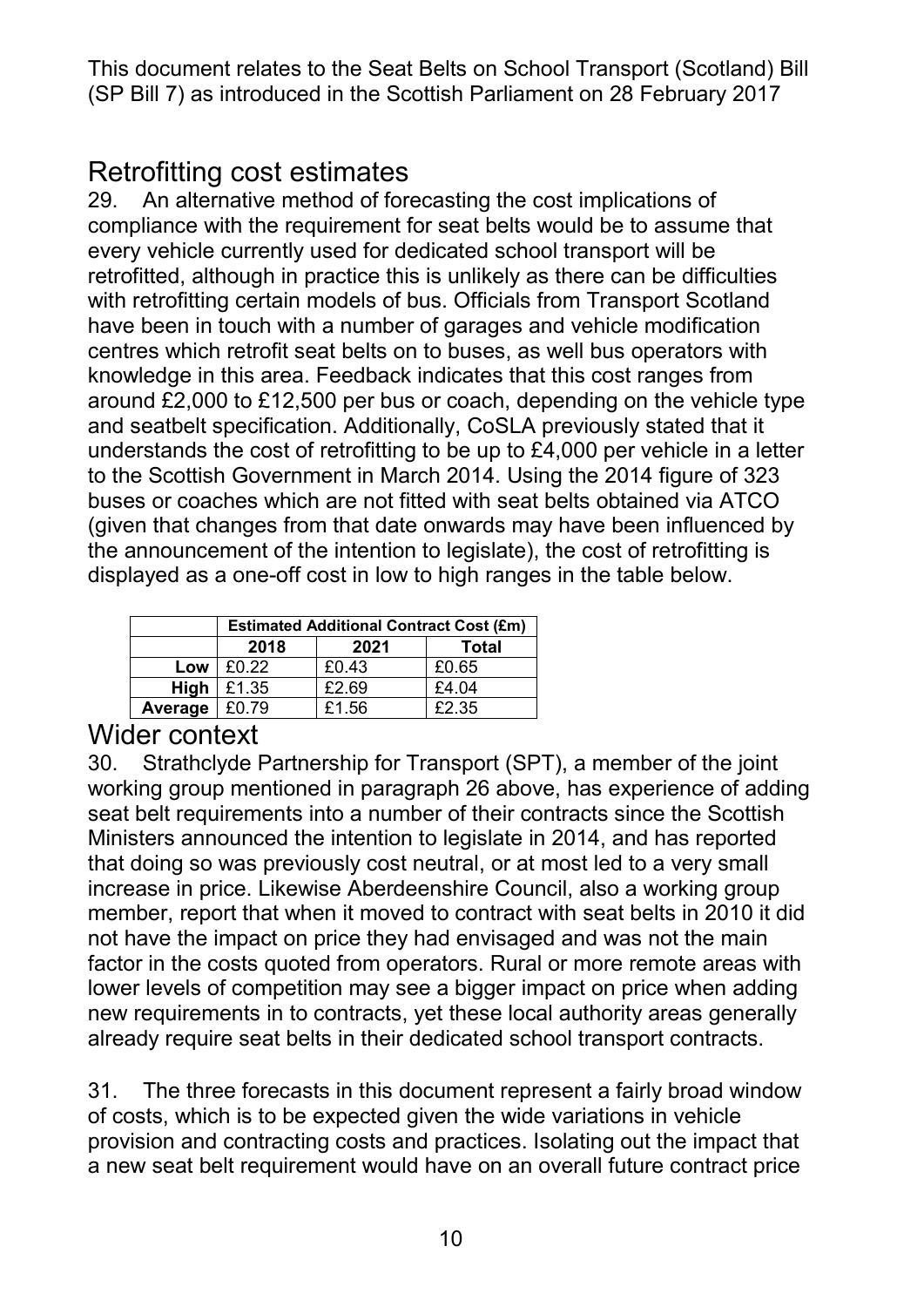This document relates to the Seat Belts on School Transport (Scotland) Bill (SP Bill 7) as introduced in the Scottish Parliament on 28 February 2017

## Retrofitting cost estimates

29. An alternative method of forecasting the cost implications of compliance with the requirement for seat belts would be to assume that every vehicle currently used for dedicated school transport will be retrofitted, although in practice this is unlikely as there can be difficulties with retrofitting certain models of bus. Officials from Transport Scotland have been in touch with a number of garages and vehicle modification centres which retrofit seat belts on to buses, as well bus operators with knowledge in this area. Feedback indicates that this cost ranges from around £2,000 to £12,500 per bus or coach, depending on the vehicle type and seatbelt specification. Additionally, CoSLA previously stated that it understands the cost of retrofitting to be up to £4,000 per vehicle in a letter to the Scottish Government in March 2014. Using the 2014 figure of 323 buses or coaches which are not fitted with seat belts obtained via ATCO (given that changes from that date onwards may have been influenced by the announcement of the intention to legislate), the cost of retrofitting is displayed as a one-off cost in low to high ranges in the table below.

| | **Estimated Additional Contract Cost (£m)** | | |
|---|---|---|---|
| | **2018** | **2021** | **Total** |
| **Low** | £0.22 | £0.43 | £0.65 |
| **High** | £1.35 | £2.69 | £4.04 |
| **Average** | £0.79 | £1.56 | £2.35 |

## Wider context

30. Strathclyde Partnership for Transport (SPT), a member of the joint working group mentioned in paragraph 26 above, has experience of adding seat belt requirements into a number of their contracts since the Scottish Ministers announced the intention to legislate in 2014, and has reported that doing so was previously cost neutral, or at most led to a very small increase in price. Likewise Aberdeenshire Council, also a working group member, report that when it moved to contract with seat belts in 2010 it did not have the impact on price they had envisaged and was not the main factor in the costs quoted from operators. Rural or more remote areas with lower levels of competition may see a bigger impact on price when adding new requirements in to contracts, yet these local authority areas generally already require seat belts in their dedicated school transport contracts.

31. The three forecasts in this document represent a fairly broad window of costs, which is to be expected given the wide variations in vehicle provision and contracting costs and practices. Isolating out the impact that a new seat belt requirement would have on an overall future contract price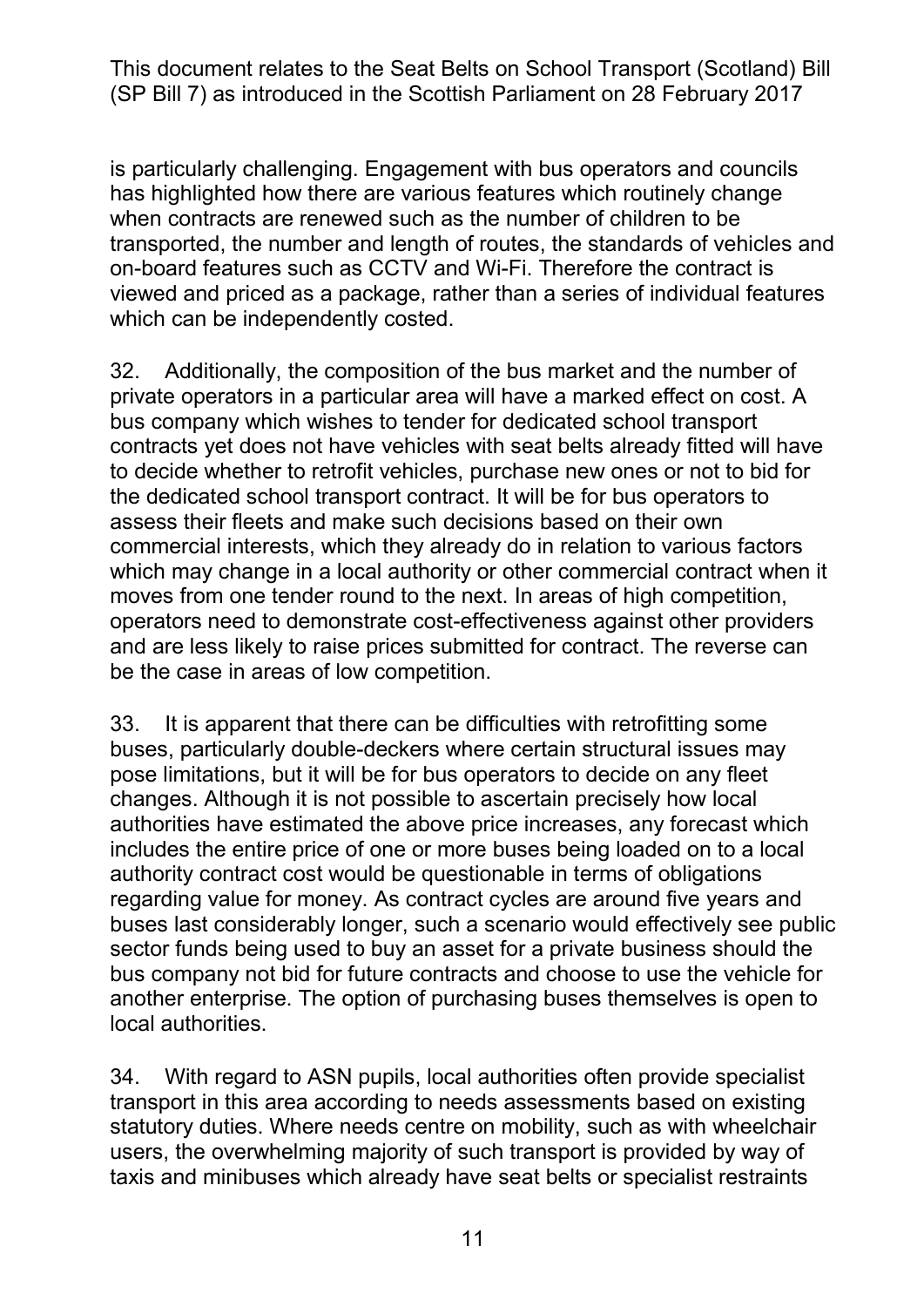is particularly challenging. Engagement with bus operators and councils has highlighted how there are various features which routinely change when contracts are renewed such as the number of children to be transported, the number and length of routes, the standards of vehicles and on-board features such as CCTV and Wi-Fi. Therefore the contract is viewed and priced as a package, rather than a series of individual features which can be independently costed.

32. Additionally, the composition of the bus market and the number of private operators in a particular area will have a marked effect on cost. A bus company which wishes to tender for dedicated school transport contracts yet does not have vehicles with seat belts already fitted will have to decide whether to retrofit vehicles, purchase new ones or not to bid for the dedicated school transport contract. It will be for bus operators to assess their fleets and make such decisions based on their own commercial interests, which they already do in relation to various factors which may change in a local authority or other commercial contract when it moves from one tender round to the next. In areas of high competition, operators need to demonstrate cost-effectiveness against other providers and are less likely to raise prices submitted for contract. The reverse can be the case in areas of low competition.

33. It is apparent that there can be difficulties with retrofitting some buses, particularly double-deckers where certain structural issues may pose limitations, but it will be for bus operators to decide on any fleet changes. Although it is not possible to ascertain precisely how local authorities have estimated the above price increases, any forecast which includes the entire price of one or more buses being loaded on to a local authority contract cost would be questionable in terms of obligations regarding value for money. As contract cycles are around five years and buses last considerably longer, such a scenario would effectively see public sector funds being used to buy an asset for a private business should the bus company not bid for future contracts and choose to use the vehicle for another enterprise. The option of purchasing buses themselves is open to local authorities.

34. With regard to ASN pupils, local authorities often provide specialist transport in this area according to needs assessments based on existing statutory duties. Where needs centre on mobility, such as with wheelchair users, the overwhelming majority of such transport is provided by way of taxis and minibuses which already have seat belts or specialist restraints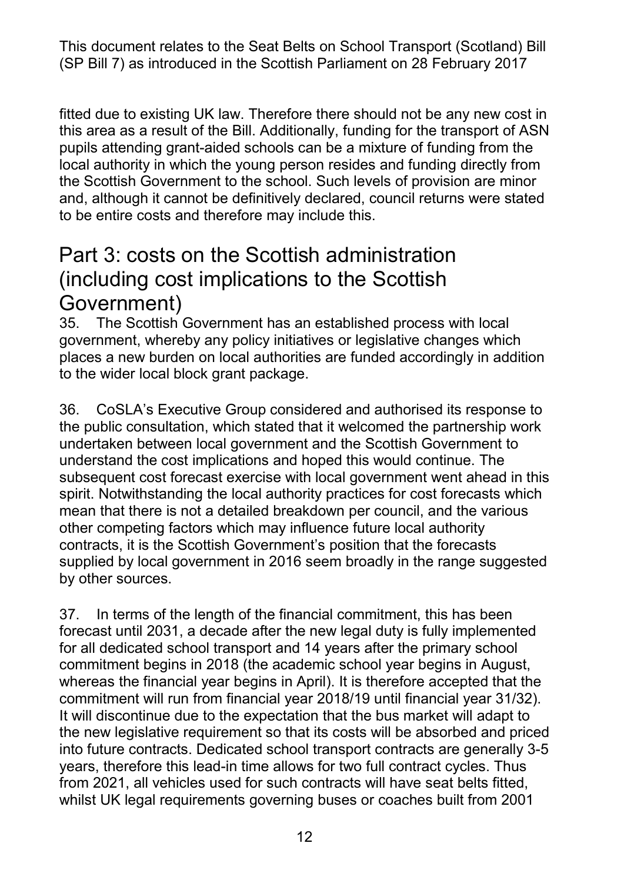fitted due to existing UK law. Therefore there should not be any new cost in this area as a result of the Bill. Additionally, funding for the transport of ASN pupils attending grant-aided schools can be a mixture of funding from the local authority in which the young person resides and funding directly from the Scottish Government to the school. Such levels of provision are minor and, although it cannot be definitively declared, council returns were stated to be entire costs and therefore may include this.

# Part 3: costs on the Scottish administration (including cost implications to the Scottish Government)

35. The Scottish Government has an established process with local government, whereby any policy initiatives or legislative changes which places a new burden on local authorities are funded accordingly in addition to the wider local block grant package.

36. CoSLA's Executive Group considered and authorised its response to the public consultation, which stated that it welcomed the partnership work undertaken between local government and the Scottish Government to understand the cost implications and hoped this would continue. The subsequent cost forecast exercise with local government went ahead in this spirit. Notwithstanding the local authority practices for cost forecasts which mean that there is not a detailed breakdown per council, and the various other competing factors which may influence future local authority contracts, it is the Scottish Government's position that the forecasts supplied by local government in 2016 seem broadly in the range suggested by other sources.

37. In terms of the length of the financial commitment, this has been forecast until 2031, a decade after the new legal duty is fully implemented for all dedicated school transport and 14 years after the primary school commitment begins in 2018 (the academic school year begins in August, whereas the financial year begins in April). It is therefore accepted that the commitment will run from financial year 2018/19 until financial year 31/32). It will discontinue due to the expectation that the bus market will adapt to the new legislative requirement so that its costs will be absorbed and priced into future contracts. Dedicated school transport contracts are generally 3-5 years, therefore this lead-in time allows for two full contract cycles. Thus from 2021, all vehicles used for such contracts will have seat belts fitted, whilst UK legal requirements governing buses or coaches built from 2001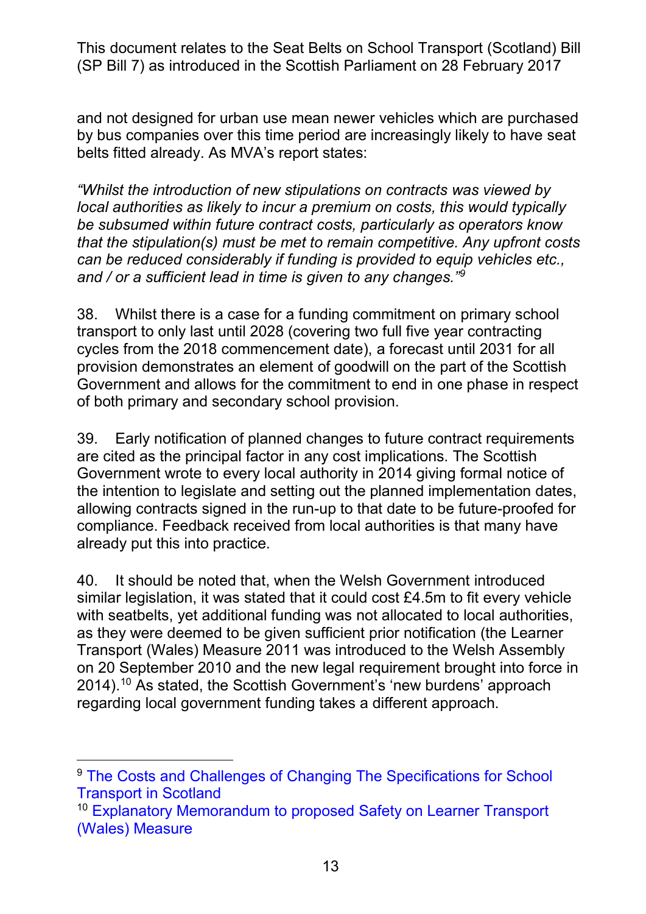and not designed for urban use mean newer vehicles which are purchased by bus companies over this time period are increasingly likely to have seat belts fitted already. As MVA's report states:

*"Whilst the introduction of new stipulations on contracts was viewed by local authorities as likely to incur a premium on costs, this would typically be subsumed within future contract costs, particularly as operators know that the stipulation(s) must be met to remain competitive. Any upfront costs can be reduced considerably if funding is provided to equip vehicles etc., and / or a sufficient lead in time is given to any changes."*[9]

38. Whilst there is a case for a funding commitment on primary school transport to only last until 2028 (covering two full five year contracting cycles from the 2018 commencement date), a forecast until 2031 for all provision demonstrates an element of goodwill on the part of the Scottish Government and allows for the commitment to end in one phase in respect of both primary and secondary school provision.

39. Early notification of planned changes to future contract requirements are cited as the principal factor in any cost implications. The Scottish Government wrote to every local authority in 2014 giving formal notice of the intention to legislate and setting out the planned implementation dates, allowing contracts signed in the run-up to that date to be future-proofed for compliance. Feedback received from local authorities is that many have already put this into practice.

40. It should be noted that, when the Welsh Government introduced similar legislation, it was stated that it could cost £4.5m to fit every vehicle with seatbelts, yet additional funding was not allocated to local authorities, as they were deemed to be given sufficient prior notification (the Learner Transport (Wales) Measure 2011 was introduced to the Welsh Assembly on 20 September 2010 and the new legal requirement brought into force in 2014).[10] As stated, the Scottish Government's 'new burdens' approach regarding local government funding takes a different approach.

---

[9] The Costs and Challenges of Changing The Specifications for School Transport in Scotland

[10] Explanatory Memorandum to proposed Safety on Learner Transport (Wales) Measure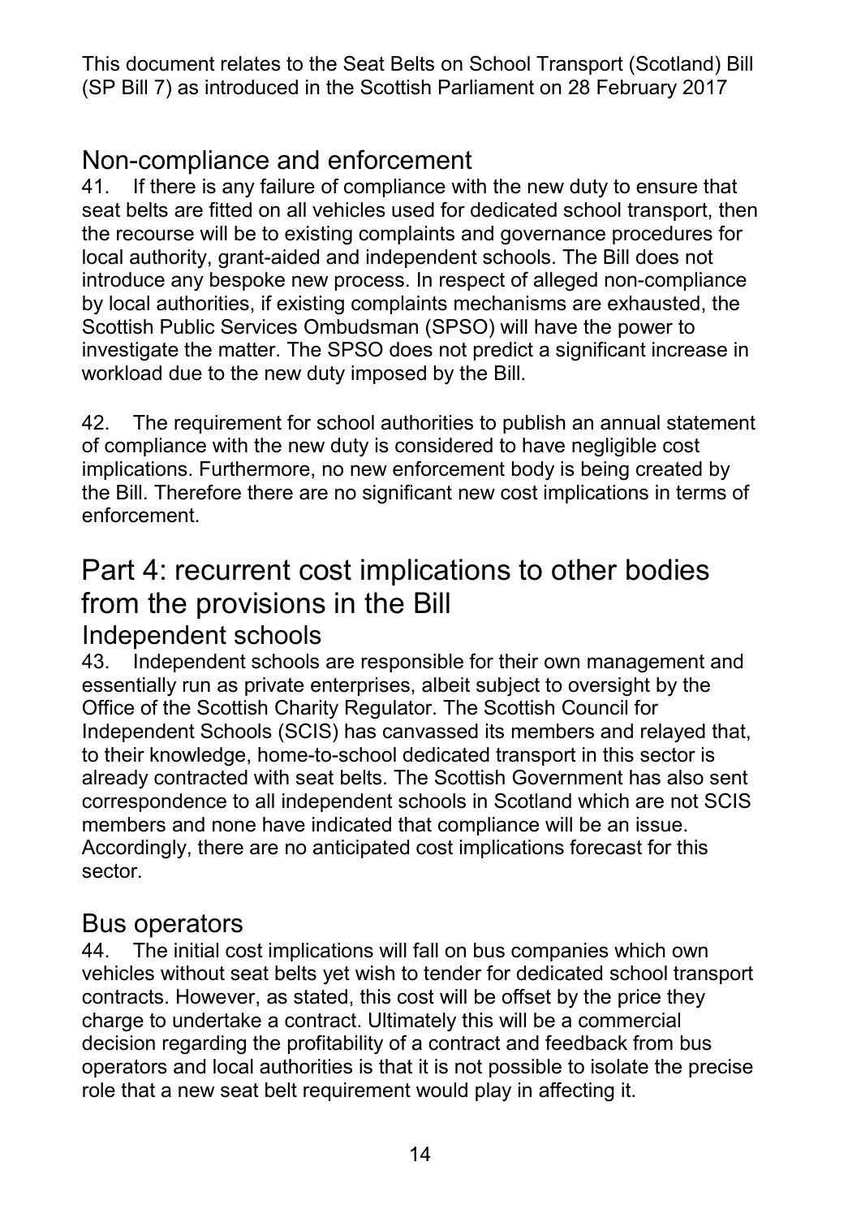## Non-compliance and enforcement

41. If there is any failure of compliance with the new duty to ensure that seat belts are fitted on all vehicles used for dedicated school transport, then the recourse will be to existing complaints and governance procedures for local authority, grant-aided and independent schools. The Bill does not introduce any bespoke new process. In respect of alleged non-compliance by local authorities, if existing complaints mechanisms are exhausted, the Scottish Public Services Ombudsman (SPSO) will have the power to investigate the matter. The SPSO does not predict a significant increase in workload due to the new duty imposed by the Bill.

42. The requirement for school authorities to publish an annual statement of compliance with the new duty is considered to have negligible cost implications. Furthermore, no new enforcement body is being created by the Bill. Therefore there are no significant new cost implications in terms of enforcement.

# Part 4: recurrent cost implications to other bodies from the provisions in the Bill

## Independent schools

43. Independent schools are responsible for their own management and essentially run as private enterprises, albeit subject to oversight by the Office of the Scottish Charity Regulator. The Scottish Council for Independent Schools (SCIS) has canvassed its members and relayed that, to their knowledge, home-to-school dedicated transport in this sector is already contracted with seat belts. The Scottish Government has also sent correspondence to all independent schools in Scotland which are not SCIS members and none have indicated that compliance will be an issue. Accordingly, there are no anticipated cost implications forecast for this sector.

## Bus operators

44. The initial cost implications will fall on bus companies which own vehicles without seat belts yet wish to tender for dedicated school transport contracts. However, as stated, this cost will be offset by the price they charge to undertake a contract. Ultimately this will be a commercial decision regarding the profitability of a contract and feedback from bus operators and local authorities is that it is not possible to isolate the precise role that a new seat belt requirement would play in affecting it.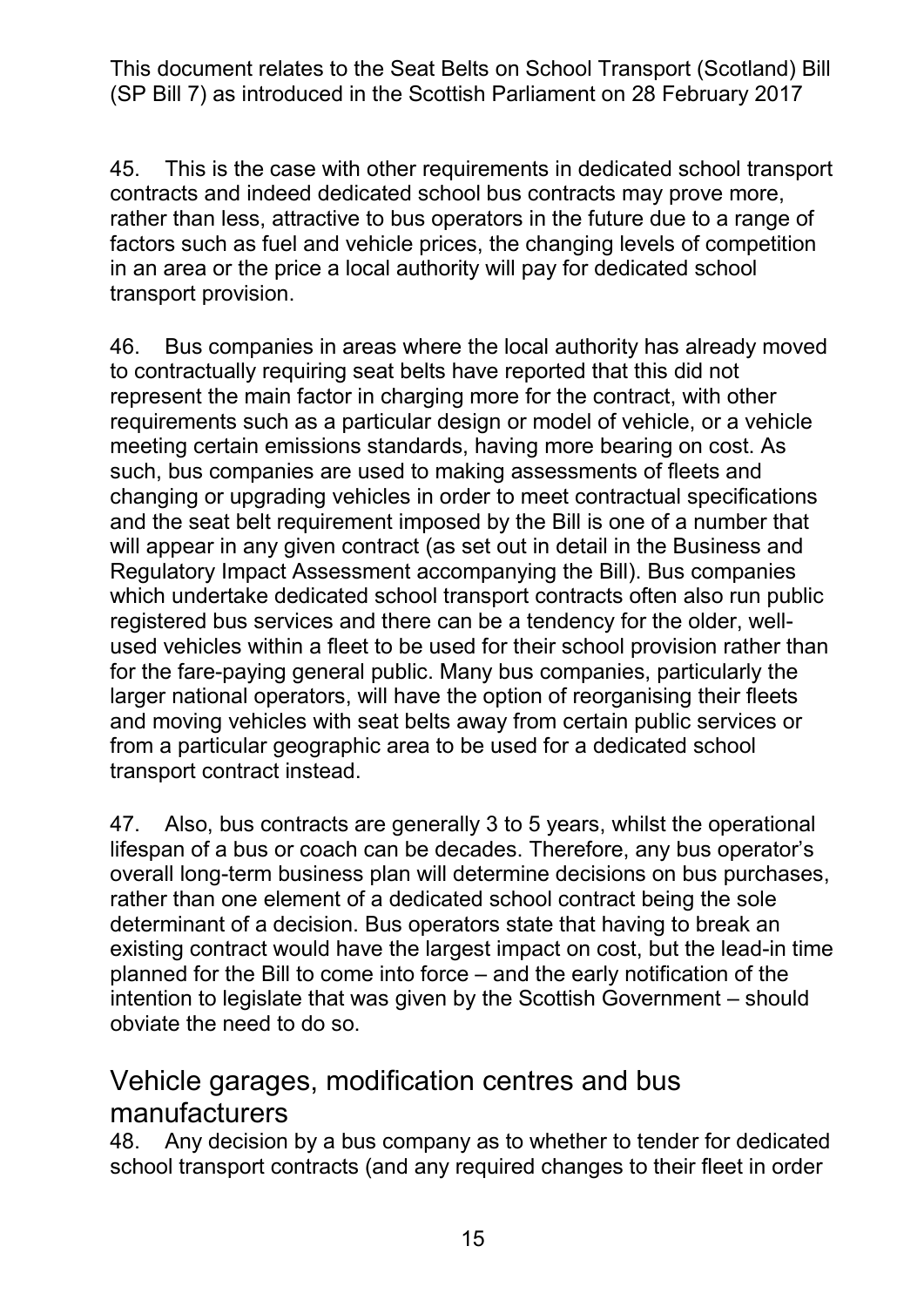45. This is the case with other requirements in dedicated school transport contracts and indeed dedicated school bus contracts may prove more, rather than less, attractive to bus operators in the future due to a range of factors such as fuel and vehicle prices, the changing levels of competition in an area or the price a local authority will pay for dedicated school transport provision.

46. Bus companies in areas where the local authority has already moved to contractually requiring seat belts have reported that this did not represent the main factor in charging more for the contract, with other requirements such as a particular design or model of vehicle, or a vehicle meeting certain emissions standards, having more bearing on cost. As such, bus companies are used to making assessments of fleets and changing or upgrading vehicles in order to meet contractual specifications and the seat belt requirement imposed by the Bill is one of a number that will appear in any given contract (as set out in detail in the Business and Regulatory Impact Assessment accompanying the Bill). Bus companies which undertake dedicated school transport contracts often also run public registered bus services and there can be a tendency for the older, well-used vehicles within a fleet to be used for their school provision rather than for the fare-paying general public. Many bus companies, particularly the larger national operators, will have the option of reorganising their fleets and moving vehicles with seat belts away from certain public services or from a particular geographic area to be used for a dedicated school transport contract instead.

47. Also, bus contracts are generally 3 to 5 years, whilst the operational lifespan of a bus or coach can be decades. Therefore, any bus operator's overall long-term business plan will determine decisions on bus purchases, rather than one element of a dedicated school contract being the sole determinant of a decision. Bus operators state that having to break an existing contract would have the largest impact on cost, but the lead-in time planned for the Bill to come into force – and the early notification of the intention to legislate that was given by the Scottish Government – should obviate the need to do so.

## Vehicle garages, modification centres and bus manufacturers

48. Any decision by a bus company as to whether to tender for dedicated school transport contracts (and any required changes to their fleet in order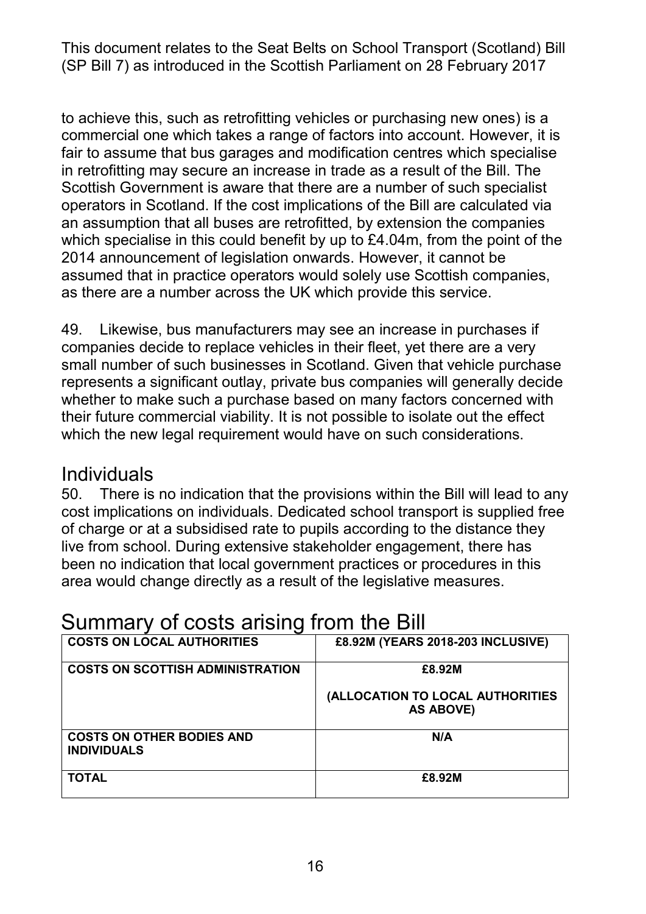to achieve this, such as retrofitting vehicles or purchasing new ones) is a commercial one which takes a range of factors into account. However, it is fair to assume that bus garages and modification centres which specialise in retrofitting may secure an increase in trade as a result of the Bill. The Scottish Government is aware that there are a number of such specialist operators in Scotland. If the cost implications of the Bill are calculated via an assumption that all buses are retrofitted, by extension the companies which specialise in this could benefit by up to £4.04m, from the point of the 2014 announcement of legislation onwards. However, it cannot be assumed that in practice operators would solely use Scottish companies, as there are a number across the UK which provide this service.

49. Likewise, bus manufacturers may see an increase in purchases if companies decide to replace vehicles in their fleet, yet there are a very small number of such businesses in Scotland. Given that vehicle purchase represents a significant outlay, private bus companies will generally decide whether to make such a purchase based on many factors concerned with their future commercial viability. It is not possible to isolate out the effect which the new legal requirement would have on such considerations.

## Individuals

50. There is no indication that the provisions within the Bill will lead to any cost implications on individuals. Dedicated school transport is supplied free of charge or at a subsidised rate to pupils according to the distance they live from school. During extensive stakeholder engagement, there has been no indication that local government practices or procedures in this area would change directly as a result of the legislative measures.

# Summary of costs arising from the Bill

| COSTS ON LOCAL AUTHORITIES | £8.92M (YEARS 2018-203 INCLUSIVE) |
|---|---|
| COSTS ON SCOTTISH ADMINISTRATION | £8.92M (ALLOCATION TO LOCAL AUTHORITIES AS ABOVE) |
| COSTS ON OTHER BODIES AND INDIVIDUALS | N/A |
| TOTAL | £8.92M |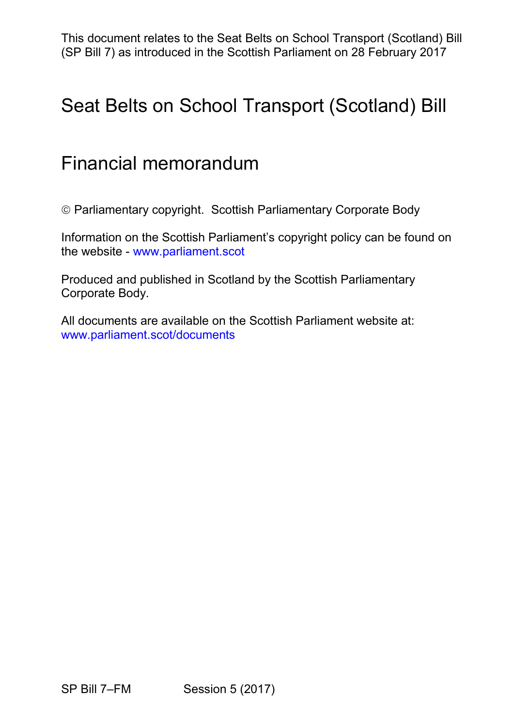This document relates to the Seat Belts on School Transport (Scotland) Bill (SP Bill 7) as introduced in the Scottish Parliament on 28 February 2017

# Seat Belts on School Transport (Scotland) Bill

## Financial memorandum

© Parliamentary copyright. Scottish Parliamentary Corporate Body

Information on the Scottish Parliament's copyright policy can be found on the website - www.parliament.scot

Produced and published in Scotland by the Scottish Parliamentary Corporate Body.

All documents are available on the Scottish Parliament website at: www.parliament.scot/documents

SP Bill 7–FM Session 5 (2017)